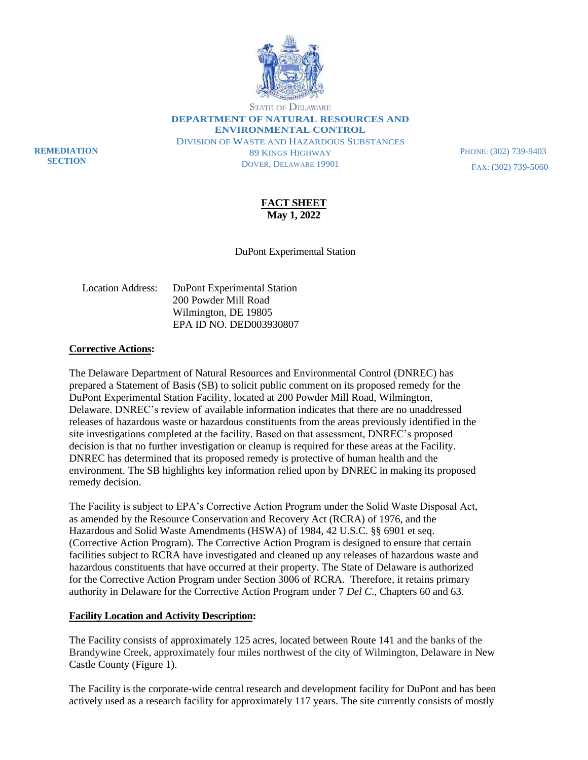STATE OF DELAWARE
**DEPARTMENT OF NATURAL RESOURCES AND ENVIRONMENTAL CONTROL**
DIVISION OF WASTE AND HAZARDOUS SUBSTANCES
89 KINGS HIGHWAY
DOVER, DELAWARE 19901

**REMEDIATION SECTION**

PHONE: (302) 739-9403
FAX: (302) 739-5060

# FACT SHEET
**May 1, 2022**

DuPont Experimental Station

Location Address: DuPont Experimental Station
200 Powder Mill Road
Wilmington, DE 19805
EPA ID NO. DED003930807

## Corrective Actions:

The Delaware Department of Natural Resources and Environmental Control (DNREC) has prepared a Statement of Basis (SB) to solicit public comment on its proposed remedy for the DuPont Experimental Station Facility, located at 200 Powder Mill Road, Wilmington, Delaware. DNREC's review of available information indicates that there are no unaddressed releases of hazardous waste or hazardous constituents from the areas previously identified in the site investigations completed at the facility. Based on that assessment, DNREC's proposed decision is that no further investigation or cleanup is required for these areas at the Facility. DNREC has determined that its proposed remedy is protective of human health and the environment. The SB highlights key information relied upon by DNREC in making its proposed remedy decision.

The Facility is subject to EPA's Corrective Action Program under the Solid Waste Disposal Act, as amended by the Resource Conservation and Recovery Act (RCRA) of 1976, and the Hazardous and Solid Waste Amendments (HSWA) of 1984, 42 U.S.C. §§ 6901 et seq. (Corrective Action Program). The Corrective Action Program is designed to ensure that certain facilities subject to RCRA have investigated and cleaned up any releases of hazardous waste and hazardous constituents that have occurred at their property. The State of Delaware is authorized for the Corrective Action Program under Section 3006 of RCRA. Therefore, it retains primary authority in Delaware for the Corrective Action Program under 7 *Del C*., Chapters 60 and 63.

## Facility Location and Activity Description:

The Facility consists of approximately 125 acres, located between Route 141 and the banks of the Brandywine Creek, approximately four miles northwest of the city of Wilmington, Delaware in New Castle County (Figure 1).

The Facility is the corporate-wide central research and development facility for DuPont and has been actively used as a research facility for approximately 117 years. The site currently consists of mostly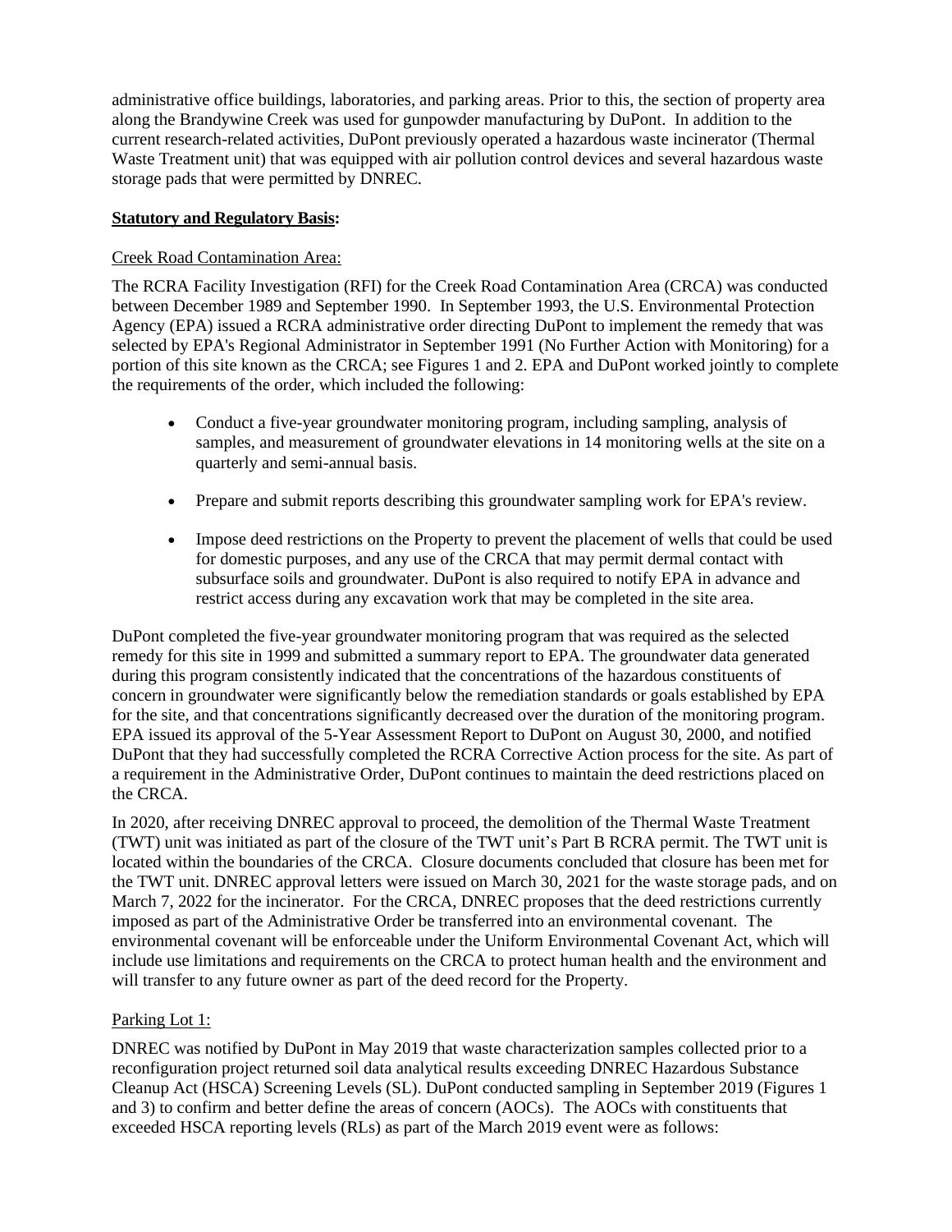administrative office buildings, laboratories, and parking areas. Prior to this, the section of property area along the Brandywine Creek was used for gunpowder manufacturing by DuPont. In addition to the current research-related activities, DuPont previously operated a hazardous waste incinerator (Thermal Waste Treatment unit) that was equipped with air pollution control devices and several hazardous waste storage pads that were permitted by DNREC.

**Statutory and Regulatory Basis:**

Creek Road Contamination Area:

The RCRA Facility Investigation (RFI) for the Creek Road Contamination Area (CRCA) was conducted between December 1989 and September 1990. In September 1993, the U.S. Environmental Protection Agency (EPA) issued a RCRA administrative order directing DuPont to implement the remedy that was selected by EPA's Regional Administrator in September 1991 (No Further Action with Monitoring) for a portion of this site known as the CRCA; see Figures 1 and 2. EPA and DuPont worked jointly to complete the requirements of the order, which included the following:

- Conduct a five-year groundwater monitoring program, including sampling, analysis of samples, and measurement of groundwater elevations in 14 monitoring wells at the site on a quarterly and semi-annual basis.
- Prepare and submit reports describing this groundwater sampling work for EPA's review.
- Impose deed restrictions on the Property to prevent the placement of wells that could be used for domestic purposes, and any use of the CRCA that may permit dermal contact with subsurface soils and groundwater. DuPont is also required to notify EPA in advance and restrict access during any excavation work that may be completed in the site area.

DuPont completed the five-year groundwater monitoring program that was required as the selected remedy for this site in 1999 and submitted a summary report to EPA. The groundwater data generated during this program consistently indicated that the concentrations of the hazardous constituents of concern in groundwater were significantly below the remediation standards or goals established by EPA for the site, and that concentrations significantly decreased over the duration of the monitoring program. EPA issued its approval of the 5-Year Assessment Report to DuPont on August 30, 2000, and notified DuPont that they had successfully completed the RCRA Corrective Action process for the site. As part of a requirement in the Administrative Order, DuPont continues to maintain the deed restrictions placed on the CRCA.

In 2020, after receiving DNREC approval to proceed, the demolition of the Thermal Waste Treatment (TWT) unit was initiated as part of the closure of the TWT unit's Part B RCRA permit. The TWT unit is located within the boundaries of the CRCA. Closure documents concluded that closure has been met for the TWT unit. DNREC approval letters were issued on March 30, 2021 for the waste storage pads, and on March 7, 2022 for the incinerator. For the CRCA, DNREC proposes that the deed restrictions currently imposed as part of the Administrative Order be transferred into an environmental covenant. The environmental covenant will be enforceable under the Uniform Environmental Covenant Act, which will include use limitations and requirements on the CRCA to protect human health and the environment and will transfer to any future owner as part of the deed record for the Property.

Parking Lot 1:

DNREC was notified by DuPont in May 2019 that waste characterization samples collected prior to a reconfiguration project returned soil data analytical results exceeding DNREC Hazardous Substance Cleanup Act (HSCA) Screening Levels (SL). DuPont conducted sampling in September 2019 (Figures 1 and 3) to confirm and better define the areas of concern (AOCs). The AOCs with constituents that exceeded HSCA reporting levels (RLs) as part of the March 2019 event were as follows: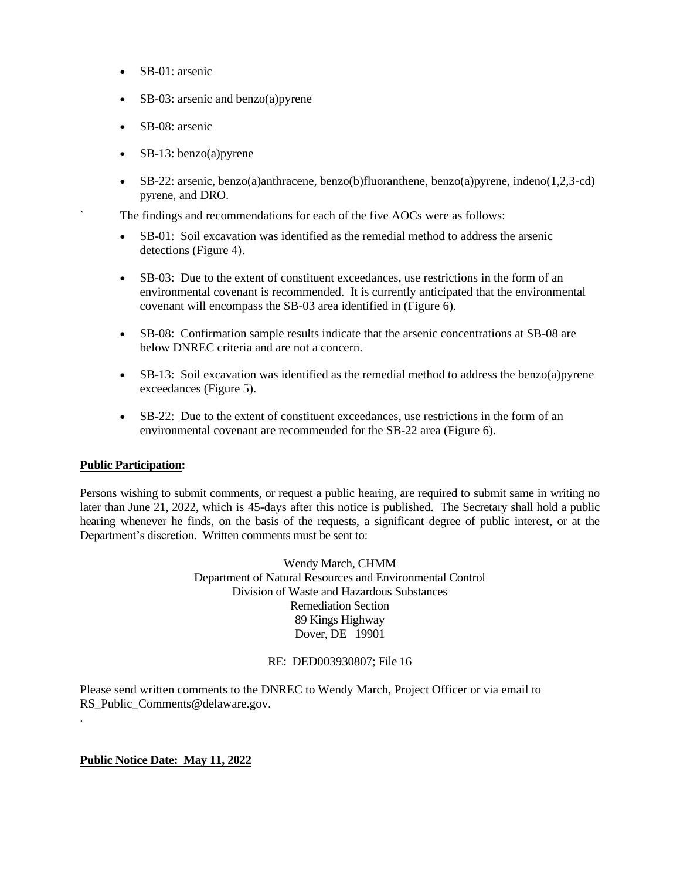- SB-01: arsenic
- SB-03: arsenic and benzo(a)pyrene
- SB-08: arsenic
- SB-13: benzo(a)pyrene
- SB-22: arsenic, benzo(a)anthracene, benzo(b)fluoranthene, benzo(a)pyrene, indeno(1,2,3-cd) pyrene, and DRO.

` The findings and recommendations for each of the five AOCs were as follows:

- SB-01: Soil excavation was identified as the remedial method to address the arsenic detections (Figure 4).
- SB-03: Due to the extent of constituent exceedances, use restrictions in the form of an environmental covenant is recommended. It is currently anticipated that the environmental covenant will encompass the SB-03 area identified in (Figure 6).
- SB-08: Confirmation sample results indicate that the arsenic concentrations at SB-08 are below DNREC criteria and are not a concern.
- SB-13: Soil excavation was identified as the remedial method to address the benzo(a)pyrene exceedances (Figure 5).
- SB-22: Due to the extent of constituent exceedances, use restrictions in the form of an environmental covenant are recommended for the SB-22 area (Figure 6).

**Public Participation:**

Persons wishing to submit comments, or request a public hearing, are required to submit same in writing no later than June 21, 2022, which is 45-days after this notice is published. The Secretary shall hold a public hearing whenever he finds, on the basis of the requests, a significant degree of public interest, or at the Department's discretion. Written comments must be sent to:

Wendy March, CHMM
Department of Natural Resources and Environmental Control
Division of Waste and Hazardous Substances
Remediation Section
89 Kings Highway
Dover, DE 19901

RE: DED003930807; File 16

Please send written comments to the DNREC to Wendy March, Project Officer or via email to RS_Public_Comments@delaware.gov.

.

**Public Notice Date: May 11, 2022**